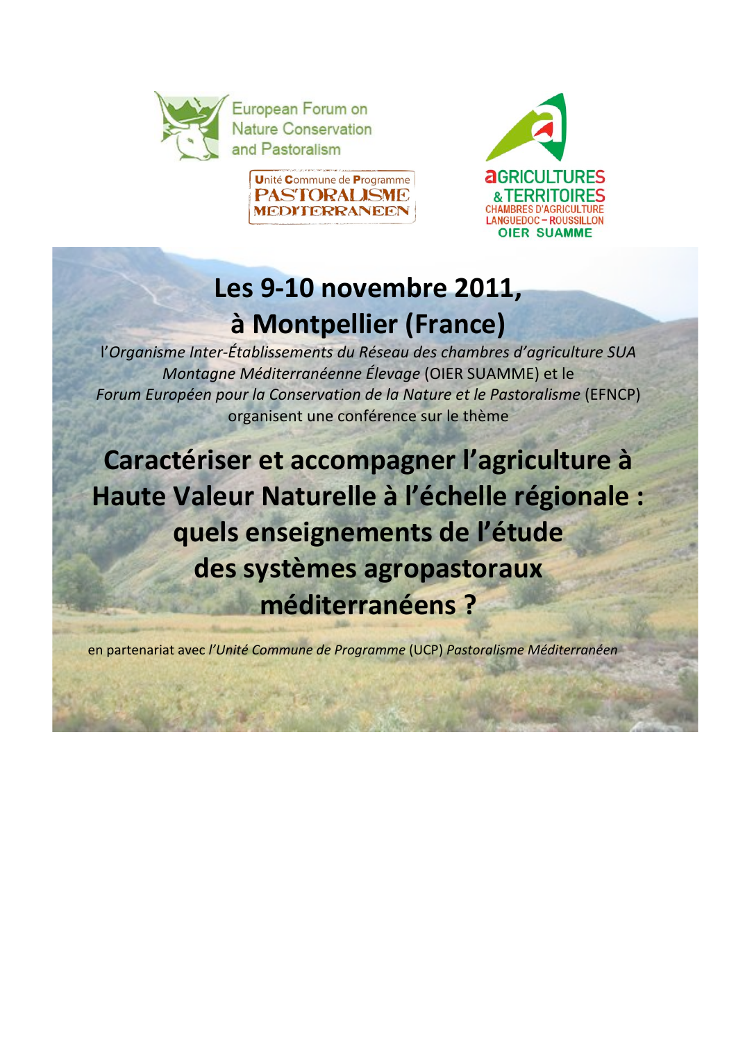European Forum on Nature Conservation and Pastoralism

Unité Commune de Programme PASTORALISME MEDITERRANEEN

AGRICULTURES & TERRITOIRES
CHAMBRES D'AGRICULTURE LANGUEDOC – ROUSSILLON
OIER SUAMME

# Les 9-10 novembre 2011, à Montpellier (France)

l'*Organisme Inter-Établissements du Réseau des chambres d'agriculture SUA Montagne Méditerranéenne Élevage* (OIER SUAMME) et le *Forum Européen pour la Conservation de la Nature et le Pastoralisme* (EFNCP) organisent une conférence sur le thème

# Caractériser et accompagner l'agriculture à Haute Valeur Naturelle à l'échelle régionale : quels enseignements de l'étude des systèmes agropastoraux méditerranéens ?

en partenariat avec *l'Unité Commune de Programme* (UCP) *Pastoralisme Méditerranéen*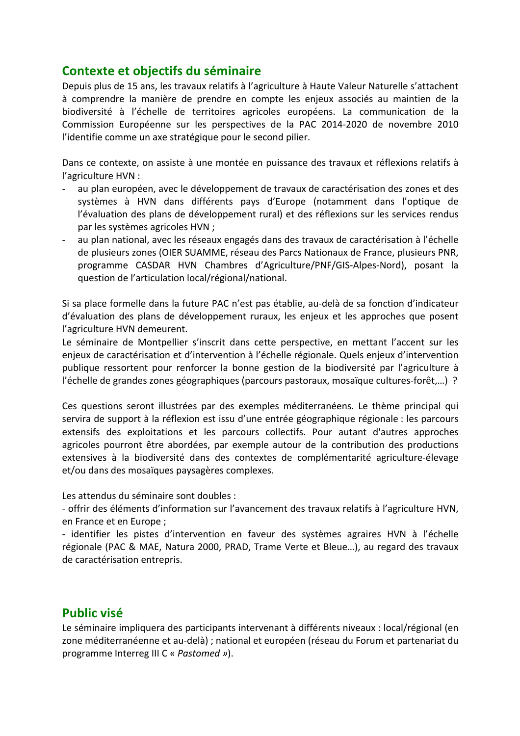## Contexte et objectifs du séminaire

Depuis plus de 15 ans, les travaux relatifs à l'agriculture à Haute Valeur Naturelle s'attachent à comprendre la manière de prendre en compte les enjeux associés au maintien de la biodiversité à l'échelle de territoires agricoles européens. La communication de la Commission Européenne sur les perspectives de la PAC 2014-2020 de novembre 2010 l'identifie comme un axe stratégique pour le second pilier.

Dans ce contexte, on assiste à une montée en puissance des travaux et réflexions relatifs à l'agriculture HVN :

- au plan européen, avec le développement de travaux de caractérisation des zones et des systèmes à HVN dans différents pays d'Europe (notamment dans l'optique de l'évaluation des plans de développement rural) et des réflexions sur les services rendus par les systèmes agricoles HVN ;
- au plan national, avec les réseaux engagés dans des travaux de caractérisation à l'échelle de plusieurs zones (OIER SUAMME, réseau des Parcs Nationaux de France, plusieurs PNR, programme CASDAR HVN Chambres d'Agriculture/PNF/GIS-Alpes-Nord), posant la question de l'articulation local/régional/national.

Si sa place formelle dans la future PAC n'est pas établie, au-delà de sa fonction d'indicateur d'évaluation des plans de développement ruraux, les enjeux et les approches que posent l'agriculture HVN demeurent.
Le séminaire de Montpellier s'inscrit dans cette perspective, en mettant l'accent sur les enjeux de caractérisation et d'intervention à l'échelle régionale. Quels enjeux d'intervention publique ressortent pour renforcer la bonne gestion de la biodiversité par l'agriculture à l'échelle de grandes zones géographiques (parcours pastoraux, mosaïque cultures-forêt,…) ?

Ces questions seront illustrées par des exemples méditerranéens. Le thème principal qui servira de support à la réflexion est issu d'une entrée géographique régionale : les parcours extensifs des exploitations et les parcours collectifs. Pour autant d'autres approches agricoles pourront être abordées, par exemple autour de la contribution des productions extensives à la biodiversité dans des contextes de complémentarité agriculture-élevage et/ou dans des mosaïques paysagères complexes.

Les attendus du séminaire sont doubles :
- offrir des éléments d'information sur l'avancement des travaux relatifs à l'agriculture HVN, en France et en Europe ;
- identifier les pistes d'intervention en faveur des systèmes agraires HVN à l'échelle régionale (PAC & MAE, Natura 2000, PRAD, Trame Verte et Bleue…), au regard des travaux de caractérisation entrepris.

## Public visé

Le séminaire impliquera des participants intervenant à différents niveaux : local/régional (en zone méditerranéenne et au-delà) ; national et européen (réseau du Forum et partenariat du programme Interreg III C « *Pastomed* »).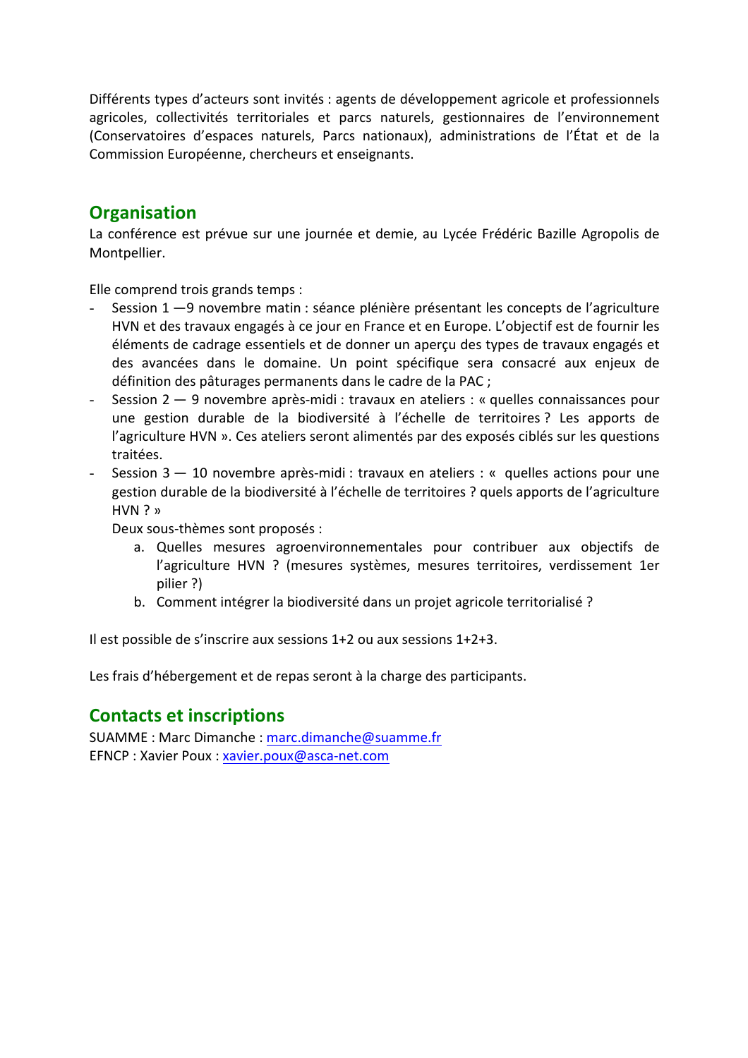Différents types d'acteurs sont invités : agents de développement agricole et professionnels agricoles, collectivités territoriales et parcs naturels, gestionnaires de l'environnement (Conservatoires d'espaces naturels, Parcs nationaux), administrations de l'État et de la Commission Européenne, chercheurs et enseignants.

## Organisation

La conférence est prévue sur une journée et demie, au Lycée Frédéric Bazille Agropolis de Montpellier.

Elle comprend trois grands temps :

- Session 1 —9 novembre matin : séance plénière présentant les concepts de l'agriculture HVN et des travaux engagés à ce jour en France et en Europe. L'objectif est de fournir les éléments de cadrage essentiels et de donner un aperçu des types de travaux engagés et des avancées dans le domaine. Un point spécifique sera consacré aux enjeux de définition des pâturages permanents dans le cadre de la PAC ;
- Session 2 — 9 novembre après-midi : travaux en ateliers : « quelles connaissances pour une gestion durable de la biodiversité à l'échelle de territoires ? Les apports de l'agriculture HVN ». Ces ateliers seront alimentés par des exposés ciblés sur les questions traitées.
- Session 3 — 10 novembre après-midi : travaux en ateliers : «  quelles actions pour une gestion durable de la biodiversité à l'échelle de territoires ? quels apports de l'agriculture HVN ? »

  Deux sous-thèmes sont proposés :

  a. Quelles mesures agroenvironnementales pour contribuer aux objectifs de l'agriculture HVN ? (mesures systèmes, mesures territoires, verdissement 1er pilier ?)
  b. Comment intégrer la biodiversité dans un projet agricole territorialisé ?

Il est possible de s'inscrire aux sessions 1+2 ou aux sessions 1+2+3.

Les frais d'hébergement et de repas seront à la charge des participants.

## Contacts et inscriptions

SUAMME : Marc Dimanche : marc.dimanche@suamme.fr
EFNCP : Xavier Poux : xavier.poux@asca-net.com